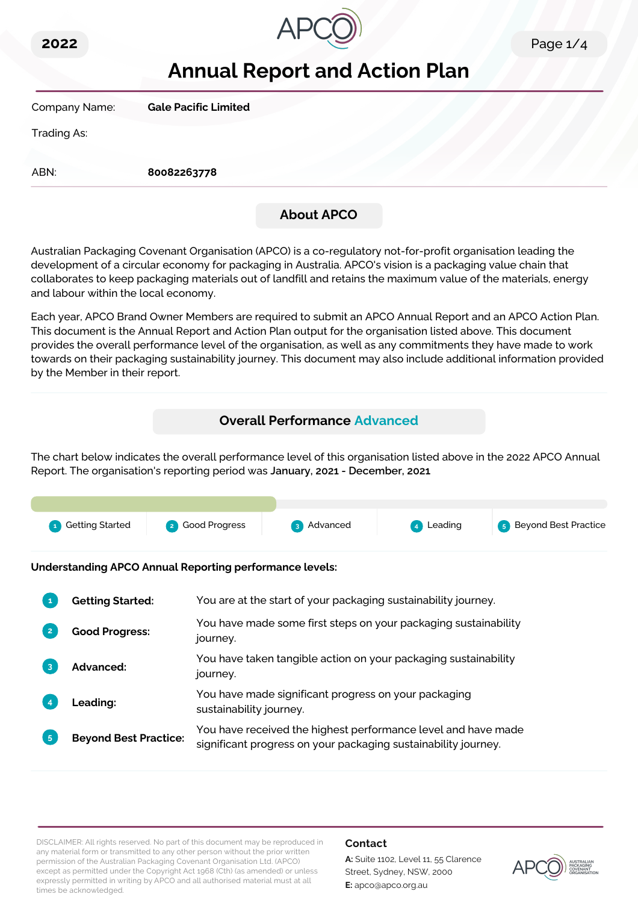2022

# Annual Report and Action Plan

Company Name: **Gale Pacific Limited**

Trading As:

ABN: **80082263778**

## About APCO

Australian Packaging Covenant Organisation (APCO) is a co-regulatory not-for-profit organisation leading the development of a circular economy for packaging in Australia. APCO's vision is a packaging value chain that collaborates to keep packaging materials out of landfill and retains the maximum value of the materials, energy and labour within the local economy.

Each year, APCO Brand Owner Members are required to submit an APCO Annual Report and an APCO Action Plan. This document is the Annual Report and Action Plan output for the organisation listed above. This document provides the overall performance level of the organisation, as well as any commitments they have made to work towards on their packaging sustainability journey. This document may also include additional information provided by the Member in their report.

## Overall Performance Advanced

The chart below indicates the overall performance level of this organisation listed above in the 2022 APCO Annual Report. The organisation's reporting period was **January, 2021 - December, 2021**

1 Getting Started | 2 Good Progress | 3 Advanced | 4 Leading | 5 Beyond Best Practice

**Understanding APCO Annual Reporting performance levels:**

1. **Getting Started:** You are at the start of your packaging sustainability journey.
2. **Good Progress:** You have made some first steps on your packaging sustainability journey.
3. **Advanced:** You have taken tangible action on your packaging sustainability journey.
4. **Leading:** You have made significant progress on your packaging sustainability journey.
5. **Beyond Best Practice:** You have received the highest performance level and have made significant progress on your packaging sustainability journey.

DISCLAIMER: All rights reserved. No part of this document may be reproduced in any material form or transmitted to any other person without the prior written permission of the Australian Packaging Covenant Organisation Ltd. (APCO) except as permitted under the Copyright Act 1968 (Cth) (as amended) or unless expressly permitted in writing by APCO and all authorised material must at all times be acknowledged.

**Contact**

**A:** Suite 1102, Level 11, 55 Clarence Street, Sydney, NSW, 2000

**E:** apco@apco.org.au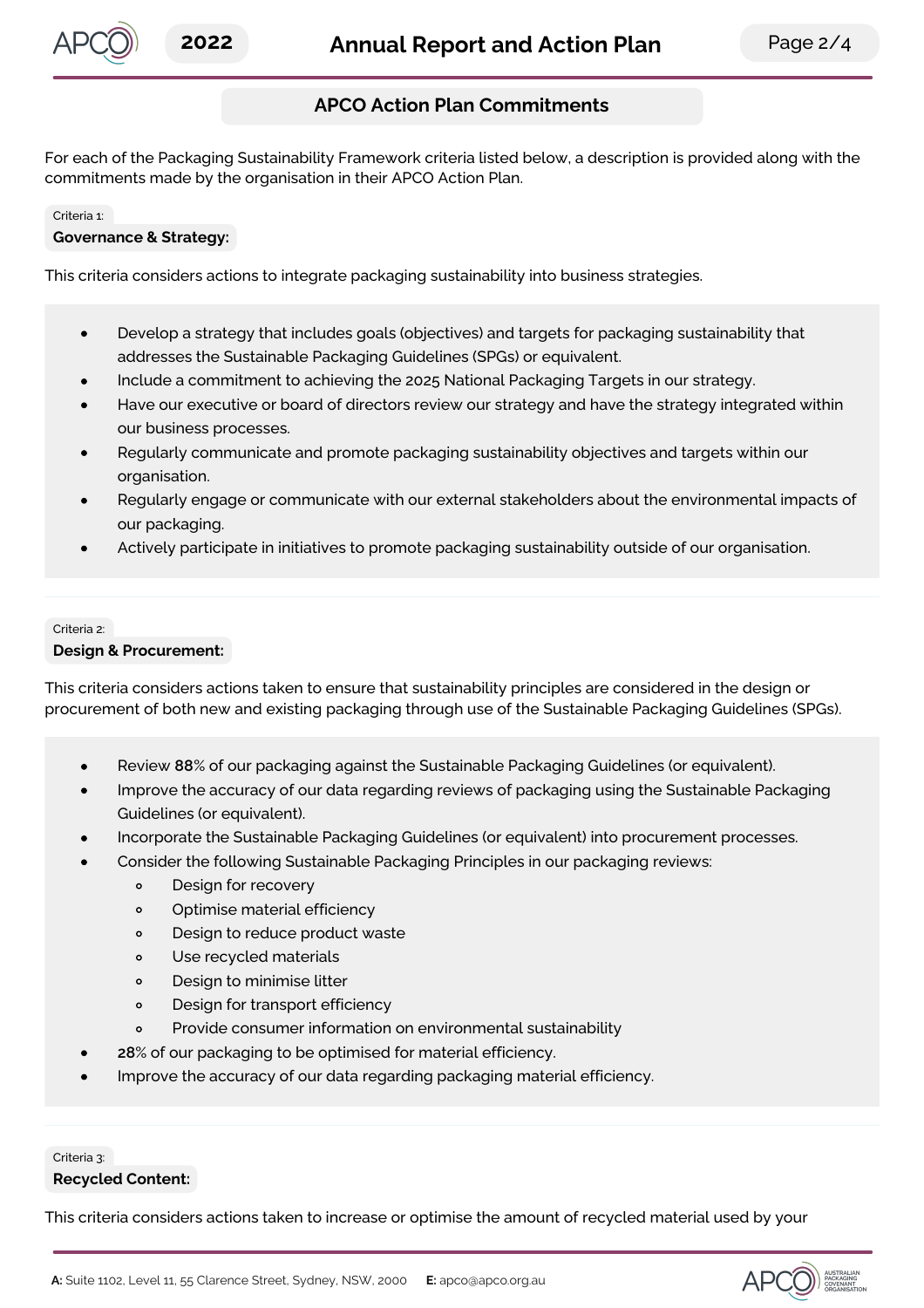## APCO Action Plan Commitments

For each of the Packaging Sustainability Framework criteria listed below, a description is provided along with the commitments made by the organisation in their APCO Action Plan.

Criteria 1:

### Governance & Strategy:

This criteria considers actions to integrate packaging sustainability into business strategies.

- Develop a strategy that includes goals (objectives) and targets for packaging sustainability that addresses the Sustainable Packaging Guidelines (SPGs) or equivalent.
- Include a commitment to achieving the 2025 National Packaging Targets in our strategy.
- Have our executive or board of directors review our strategy and have the strategy integrated within our business processes.
- Regularly communicate and promote packaging sustainability objectives and targets within our organisation.
- Regularly engage or communicate with our external stakeholders about the environmental impacts of our packaging.
- Actively participate in initiatives to promote packaging sustainability outside of our organisation.

Criteria 2:

### Design & Procurement:

This criteria considers actions taken to ensure that sustainability principles are considered in the design or procurement of both new and existing packaging through use of the Sustainable Packaging Guidelines (SPGs).

- Review **88**% of our packaging against the Sustainable Packaging Guidelines (or equivalent).
- Improve the accuracy of our data regarding reviews of packaging using the Sustainable Packaging Guidelines (or equivalent).
- Incorporate the Sustainable Packaging Guidelines (or equivalent) into procurement processes.
- Consider the following Sustainable Packaging Principles in our packaging reviews:
  - Design for recovery
  - Optimise material efficiency
  - Design to reduce product waste
  - Use recycled materials
  - Design to minimise litter
  - Design for transport efficiency
  - Provide consumer information on environmental sustainability
- **28**% of our packaging to be optimised for material efficiency.
- Improve the accuracy of our data regarding packaging material efficiency.

Criteria 3:

### Recycled Content:

This criteria considers actions taken to increase or optimise the amount of recycled material used by your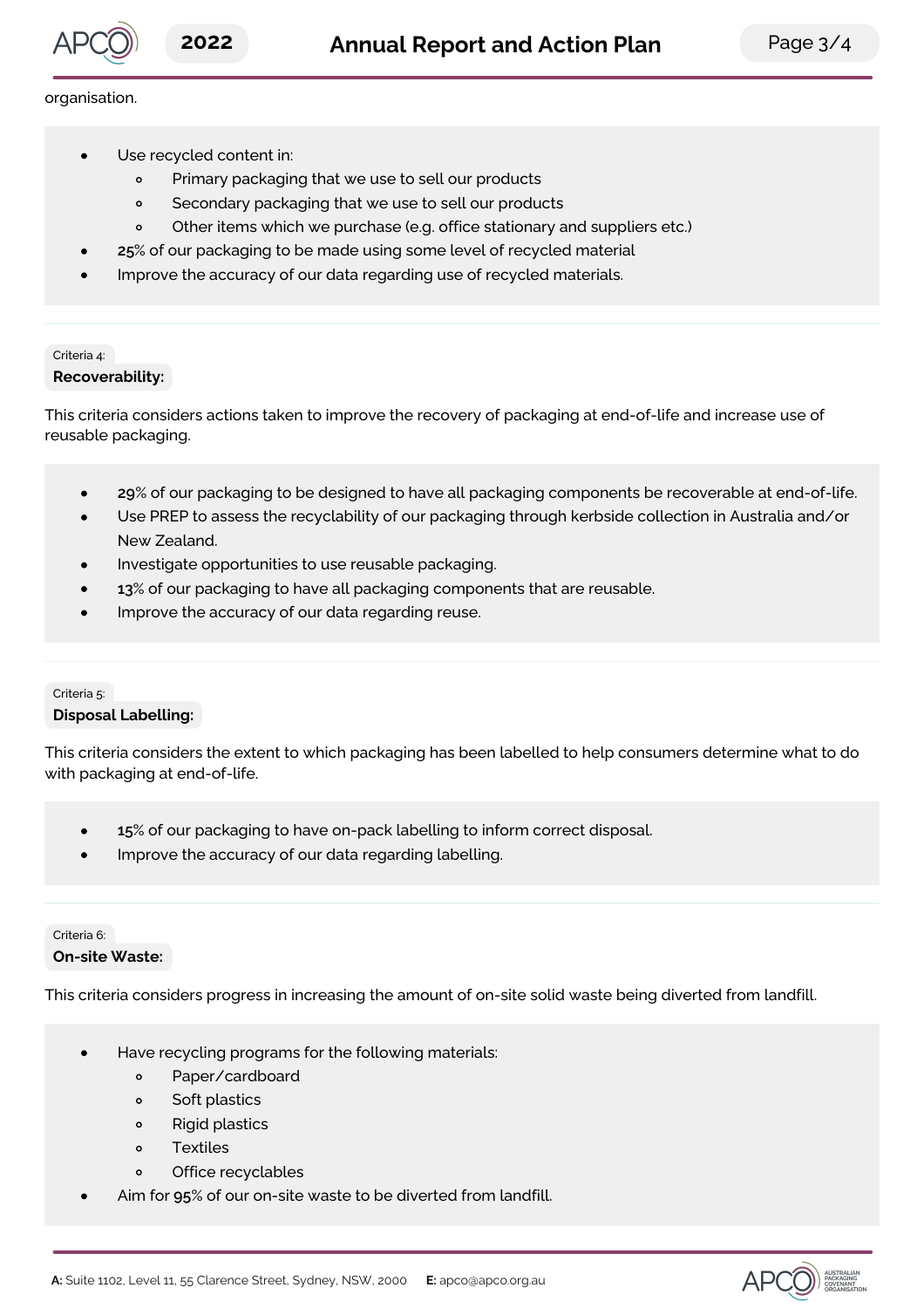organisation.

- Use recycled content in:
  - Primary packaging that we use to sell our products
  - Secondary packaging that we use to sell our products
  - Other items which we purchase (e.g. office stationary and suppliers etc.)
- **25**% of our packaging to be made using some level of recycled material
- Improve the accuracy of our data regarding use of recycled materials.

Criteria 4:

**Recoverability:**

This criteria considers actions taken to improve the recovery of packaging at end-of-life and increase use of reusable packaging.

- **29**% of our packaging to be designed to have all packaging components be recoverable at end-of-life.
- Use PREP to assess the recyclability of our packaging through kerbside collection in Australia and/or New Zealand.
- Investigate opportunities to use reusable packaging.
- **13**% of our packaging to have all packaging components that are reusable.
- Improve the accuracy of our data regarding reuse.

Criteria 5:

**Disposal Labelling:**

This criteria considers the extent to which packaging has been labelled to help consumers determine what to do with packaging at end-of-life.

- **15**% of our packaging to have on-pack labelling to inform correct disposal.
- Improve the accuracy of our data regarding labelling.

Criteria 6:

**On-site Waste:**

This criteria considers progress in increasing the amount of on-site solid waste being diverted from landfill.

- Have recycling programs for the following materials:
  - Paper/cardboard
  - Soft plastics
  - Rigid plastics
  - Textiles
  - Office recyclables
- Aim for **95**% of our on-site waste to be diverted from landfill.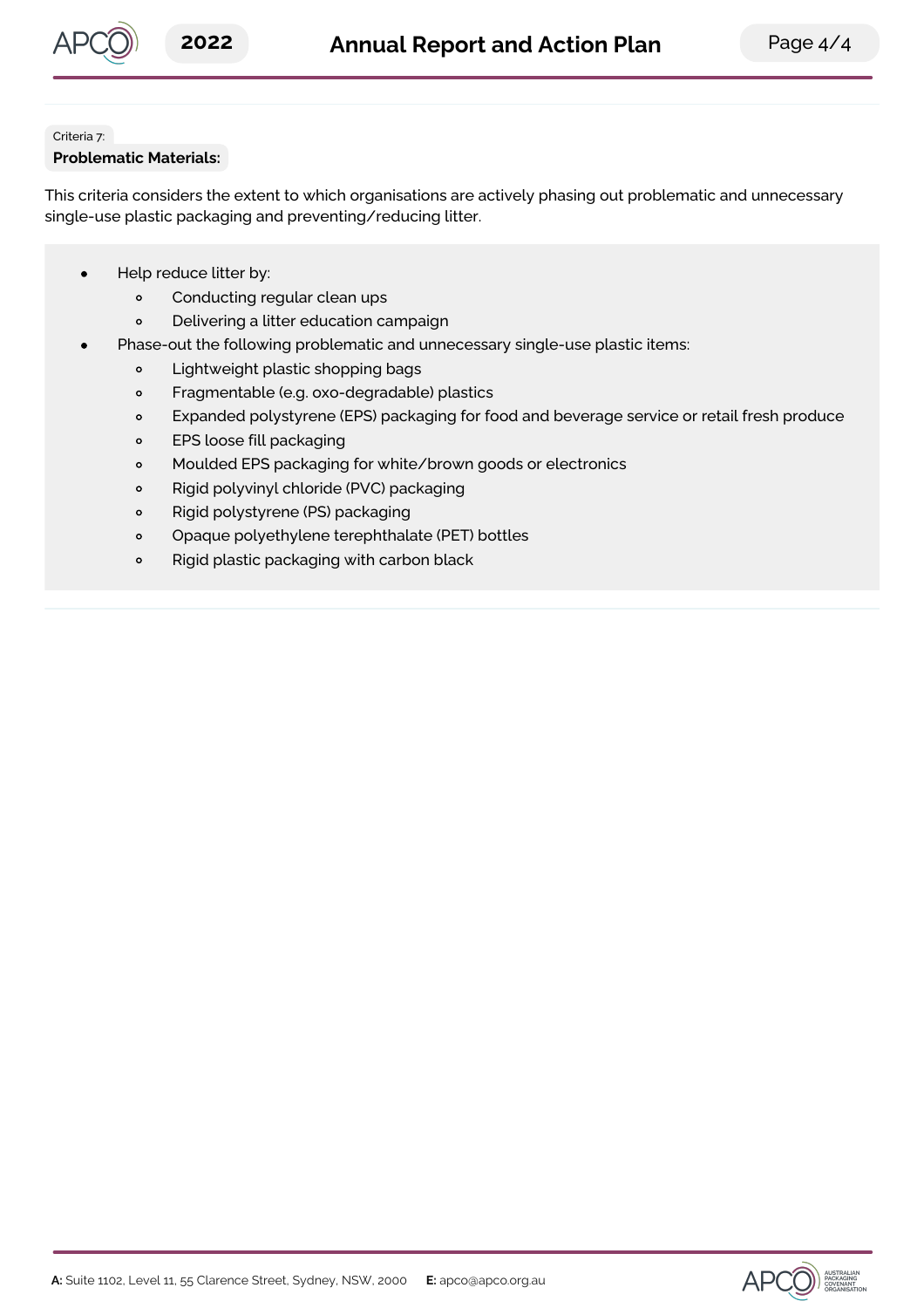Criteria 7:

**Problematic Materials:**

This criteria considers the extent to which organisations are actively phasing out problematic and unnecessary single-use plastic packaging and preventing/reducing litter.

- Help reduce litter by:
  - Conducting regular clean ups
  - Delivering a litter education campaign
- Phase-out the following problematic and unnecessary single-use plastic items:
  - Lightweight plastic shopping bags
  - Fragmentable (e.g. oxo-degradable) plastics
  - Expanded polystyrene (EPS) packaging for food and beverage service or retail fresh produce
  - EPS loose fill packaging
  - Moulded EPS packaging for white/brown goods or electronics
  - Rigid polyvinyl chloride (PVC) packaging
  - Rigid polystyrene (PS) packaging
  - Opaque polyethylene terephthalate (PET) bottles
  - Rigid plastic packaging with carbon black